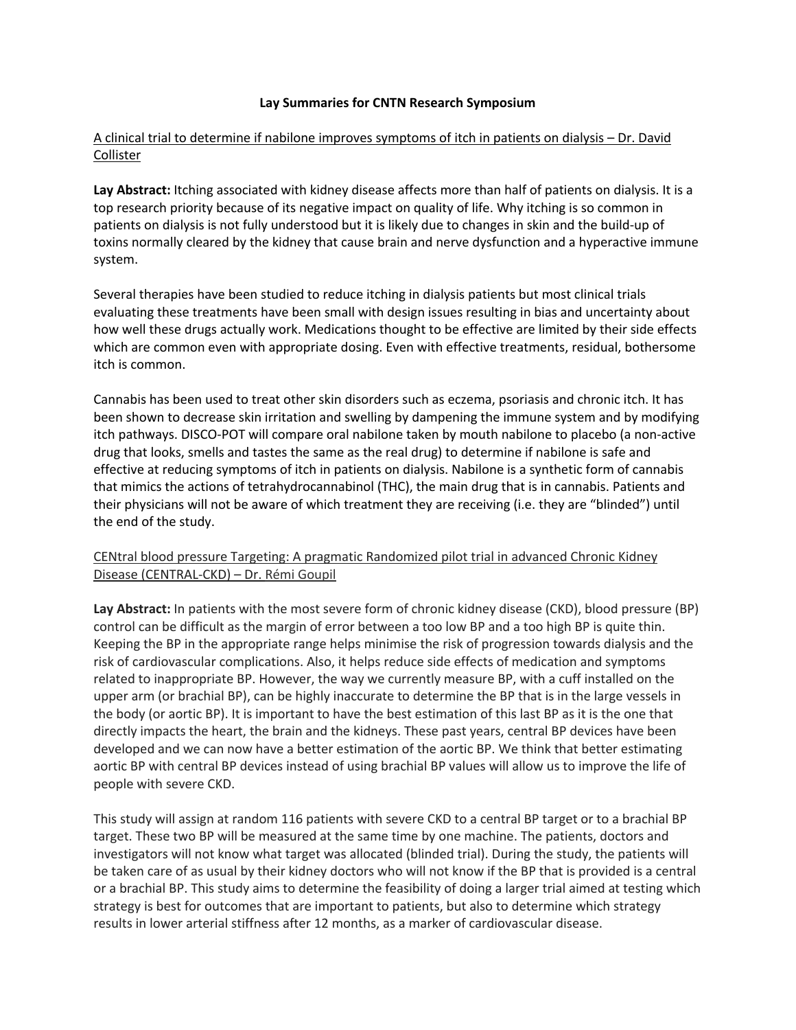# Lay Summaries for CNTN Research Symposium

## A clinical trial to determine if nabilone improves symptoms of itch in patients on dialysis – Dr. David Collister

**Lay Abstract:** Itching associated with kidney disease affects more than half of patients on dialysis. It is a top research priority because of its negative impact on quality of life. Why itching is so common in patients on dialysis is not fully understood but it is likely due to changes in skin and the build-up of toxins normally cleared by the kidney that cause brain and nerve dysfunction and a hyperactive immune system.

Several therapies have been studied to reduce itching in dialysis patients but most clinical trials evaluating these treatments have been small with design issues resulting in bias and uncertainty about how well these drugs actually work. Medications thought to be effective are limited by their side effects which are common even with appropriate dosing. Even with effective treatments, residual, bothersome itch is common.

Cannabis has been used to treat other skin disorders such as eczema, psoriasis and chronic itch. It has been shown to decrease skin irritation and swelling by dampening the immune system and by modifying itch pathways. DISCO-POT will compare oral nabilone taken by mouth nabilone to placebo (a non-active drug that looks, smells and tastes the same as the real drug) to determine if nabilone is safe and effective at reducing symptoms of itch in patients on dialysis. Nabilone is a synthetic form of cannabis that mimics the actions of tetrahydrocannabinol (THC), the main drug that is in cannabis. Patients and their physicians will not be aware of which treatment they are receiving (i.e. they are "blinded") until the end of the study.

## CENtral blood pressure Targeting: A pragmatic Randomized pilot trial in advanced Chronic Kidney Disease (CENTRAL-CKD) – Dr. Rémi Goupil

**Lay Abstract:** In patients with the most severe form of chronic kidney disease (CKD), blood pressure (BP) control can be difficult as the margin of error between a too low BP and a too high BP is quite thin. Keeping the BP in the appropriate range helps minimise the risk of progression towards dialysis and the risk of cardiovascular complications. Also, it helps reduce side effects of medication and symptoms related to inappropriate BP. However, the way we currently measure BP, with a cuff installed on the upper arm (or brachial BP), can be highly inaccurate to determine the BP that is in the large vessels in the body (or aortic BP). It is important to have the best estimation of this last BP as it is the one that directly impacts the heart, the brain and the kidneys. These past years, central BP devices have been developed and we can now have a better estimation of the aortic BP. We think that better estimating aortic BP with central BP devices instead of using brachial BP values will allow us to improve the life of people with severe CKD.

This study will assign at random 116 patients with severe CKD to a central BP target or to a brachial BP target. These two BP will be measured at the same time by one machine. The patients, doctors and investigators will not know what target was allocated (blinded trial). During the study, the patients will be taken care of as usual by their kidney doctors who will not know if the BP that is provided is a central or a brachial BP. This study aims to determine the feasibility of doing a larger trial aimed at testing which strategy is best for outcomes that are important to patients, but also to determine which strategy results in lower arterial stiffness after 12 months, as a marker of cardiovascular disease.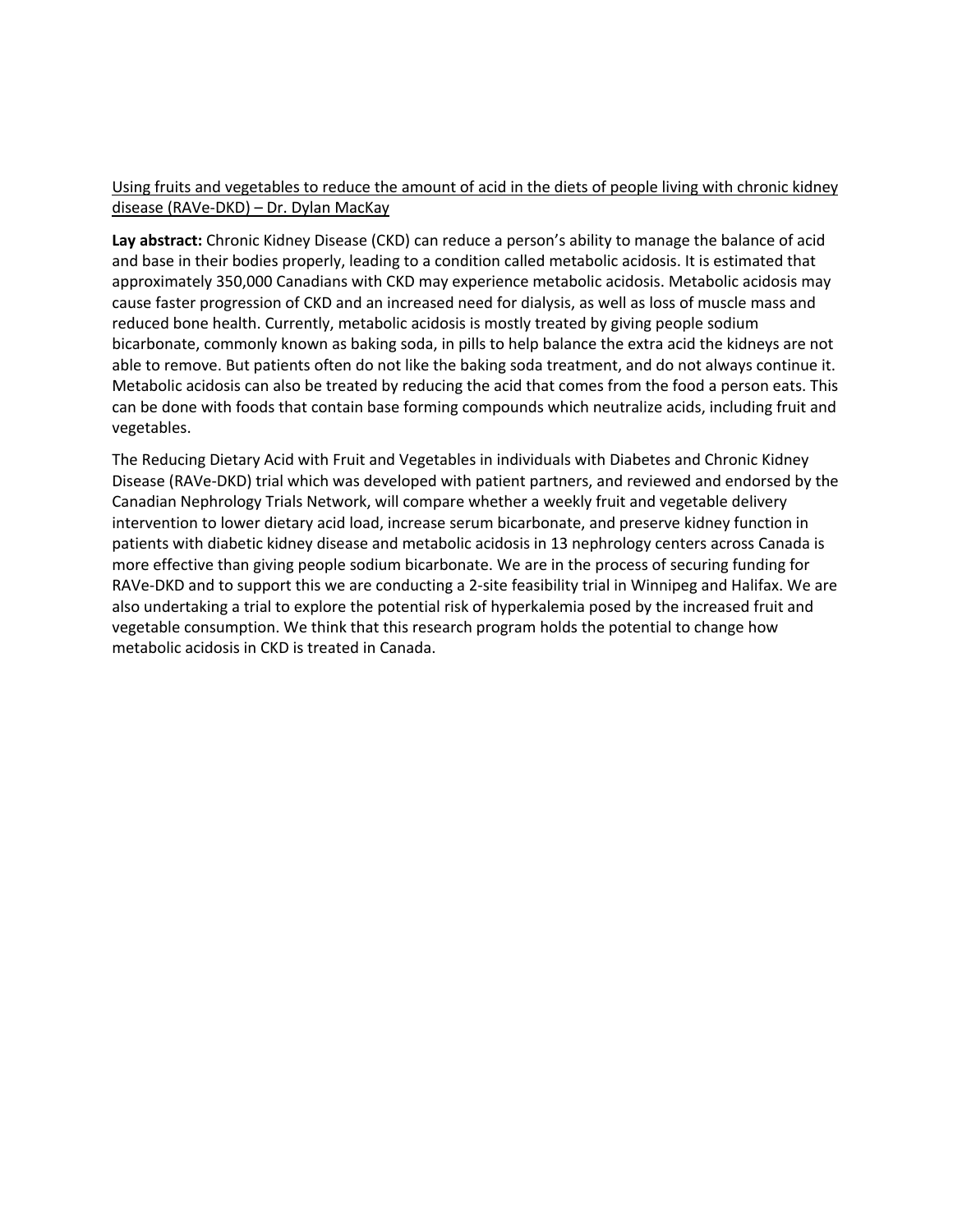Using fruits and vegetables to reduce the amount of acid in the diets of people living with chronic kidney disease (RAVe-DKD) – Dr. Dylan MacKay

**Lay abstract:** Chronic Kidney Disease (CKD) can reduce a person's ability to manage the balance of acid and base in their bodies properly, leading to a condition called metabolic acidosis. It is estimated that approximately 350,000 Canadians with CKD may experience metabolic acidosis. Metabolic acidosis may cause faster progression of CKD and an increased need for dialysis, as well as loss of muscle mass and reduced bone health. Currently, metabolic acidosis is mostly treated by giving people sodium bicarbonate, commonly known as baking soda, in pills to help balance the extra acid the kidneys are not able to remove. But patients often do not like the baking soda treatment, and do not always continue it. Metabolic acidosis can also be treated by reducing the acid that comes from the food a person eats. This can be done with foods that contain base forming compounds which neutralize acids, including fruit and vegetables.

The Reducing Dietary Acid with Fruit and Vegetables in individuals with Diabetes and Chronic Kidney Disease (RAVe-DKD) trial which was developed with patient partners, and reviewed and endorsed by the Canadian Nephrology Trials Network, will compare whether a weekly fruit and vegetable delivery intervention to lower dietary acid load, increase serum bicarbonate, and preserve kidney function in patients with diabetic kidney disease and metabolic acidosis in 13 nephrology centers across Canada is more effective than giving people sodium bicarbonate. We are in the process of securing funding for RAVe-DKD and to support this we are conducting a 2-site feasibility trial in Winnipeg and Halifax. We are also undertaking a trial to explore the potential risk of hyperkalemia posed by the increased fruit and vegetable consumption. We think that this research program holds the potential to change how metabolic acidosis in CKD is treated in Canada.